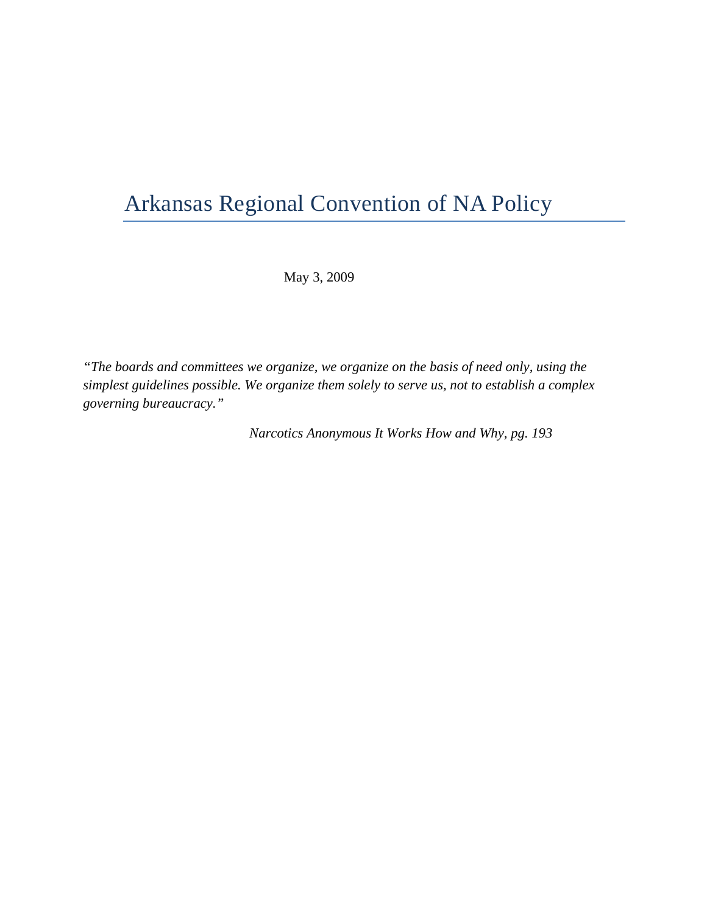# Arkansas Regional Convention of NA Policy

May 3, 2009

*"The boards and committees we organize, we organize on the basis of need only, using the simplest guidelines possible. We organize them solely to serve us, not to establish a complex governing bureaucracy."*

*Narcotics Anonymous It Works How and Why, pg. 193*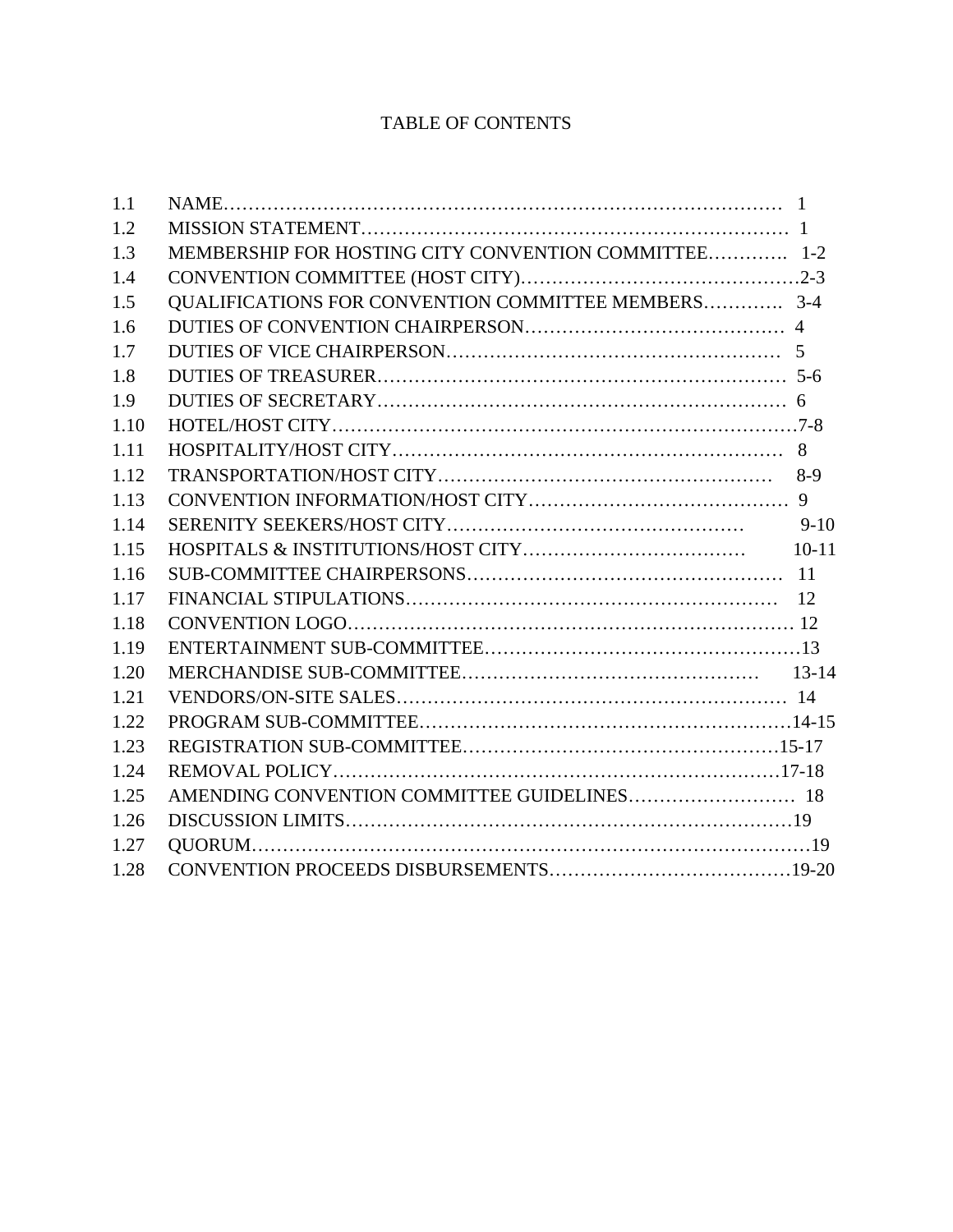# TABLE OF CONTENTS

| | | |
|---|---|---|
| 1.1 | NAME | 1 |
| 1.2 | MISSION STATEMENT | 1 |
| 1.3 | MEMBERSHIP FOR HOSTING CITY CONVENTION COMMITTEE | 1-2 |
| 1.4 | CONVENTION COMMITTEE (HOST CITY) | 2-3 |
| 1.5 | QUALIFICATIONS FOR CONVENTION COMMITTEE MEMBERS | 3-4 |
| 1.6 | DUTIES OF CONVENTION CHAIRPERSON | 4 |
| 1.7 | DUTIES OF VICE CHAIRPERSON | 5 |
| 1.8 | DUTIES OF TREASURER | 5-6 |
| 1.9 | DUTIES OF SECRETARY | 6 |
| 1.10 | HOTEL/HOST CITY | 7-8 |
| 1.11 | HOSPITALITY/HOST CITY | 8 |
| 1.12 | TRANSPORTATION/HOST CITY | 8-9 |
| 1.13 | CONVENTION INFORMATION/HOST CITY | 9 |
| 1.14 | SERENITY SEEKERS/HOST CITY | 9-10 |
| 1.15 | HOSPITALS & INSTITUTIONS/HOST CITY | 10-11 |
| 1.16 | SUB-COMMITTEE CHAIRPERSONS | 11 |
| 1.17 | FINANCIAL STIPULATIONS | 12 |
| 1.18 | CONVENTION LOGO | 12 |
| 1.19 | ENTERTAINMENT SUB-COMMITTEE | 13 |
| 1.20 | MERCHANDISE SUB-COMMITTEE | 13-14 |
| 1.21 | VENDORS/ON-SITE SALES | 14 |
| 1.22 | PROGRAM SUB-COMMITTEE | 14-15 |
| 1.23 | REGISTRATION SUB-COMMITTEE | 15-17 |
| 1.24 | REMOVAL POLICY | 17-18 |
| 1.25 | AMENDING CONVENTION COMMITTEE GUIDELINES | 18 |
| 1.26 | DISCUSSION LIMITS | 19 |
| 1.27 | QUORUM | 19 |
| 1.28 | CONVENTION PROCEEDS DISBURSEMENTS | 19-20 |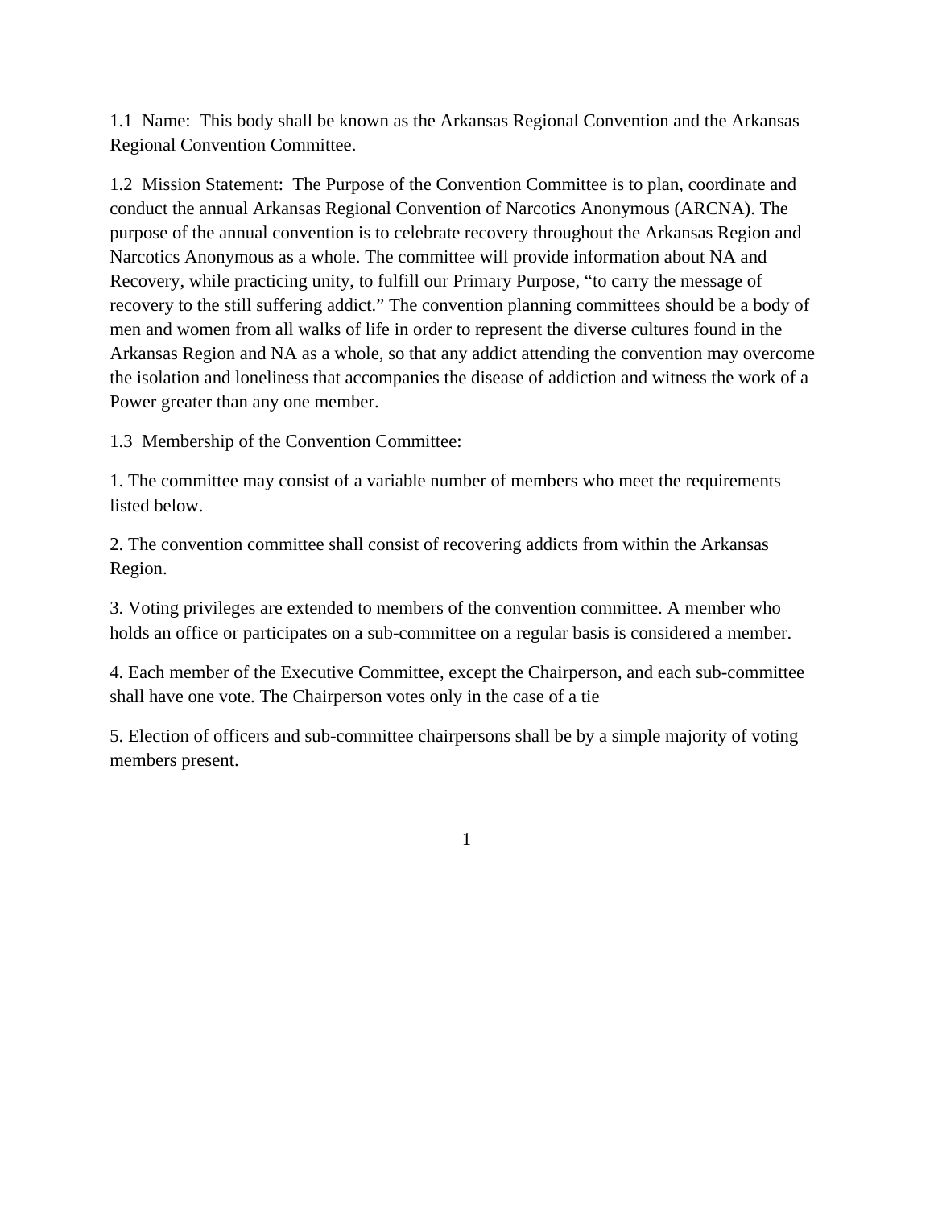1.1 Name: This body shall be known as the Arkansas Regional Convention and the Arkansas Regional Convention Committee.

1.2 Mission Statement: The Purpose of the Convention Committee is to plan, coordinate and conduct the annual Arkansas Regional Convention of Narcotics Anonymous (ARCNA). The purpose of the annual convention is to celebrate recovery throughout the Arkansas Region and Narcotics Anonymous as a whole. The committee will provide information about NA and Recovery, while practicing unity, to fulfill our Primary Purpose, "to carry the message of recovery to the still suffering addict." The convention planning committees should be a body of men and women from all walks of life in order to represent the diverse cultures found in the Arkansas Region and NA as a whole, so that any addict attending the convention may overcome the isolation and loneliness that accompanies the disease of addiction and witness the work of a Power greater than any one member.

1.3 Membership of the Convention Committee:

1. The committee may consist of a variable number of members who meet the requirements listed below.

2. The convention committee shall consist of recovering addicts from within the Arkansas Region.

3. Voting privileges are extended to members of the convention committee. A member who holds an office or participates on a sub-committee on a regular basis is considered a member.

4. Each member of the Executive Committee, except the Chairperson, and each sub-committee shall have one vote. The Chairperson votes only in the case of a tie

5. Election of officers and sub-committee chairpersons shall be by a simple majority of voting members present.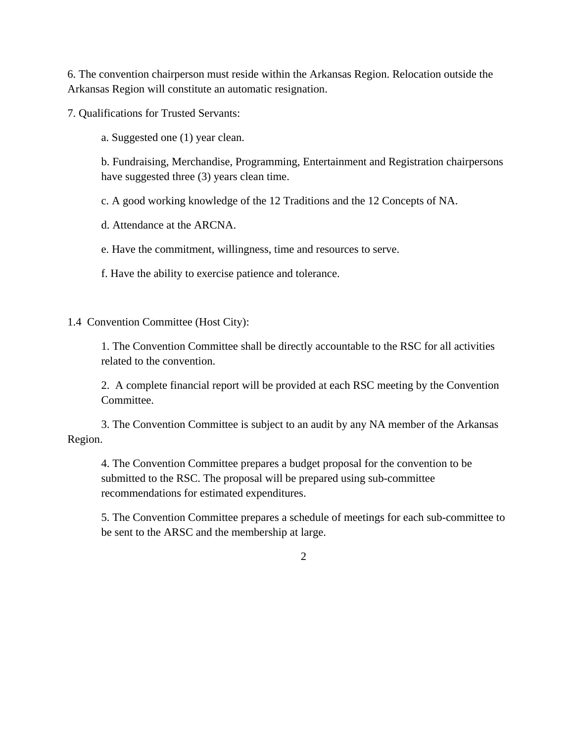6. The convention chairperson must reside within the Arkansas Region. Relocation outside the Arkansas Region will constitute an automatic resignation.

7. Qualifications for Trusted Servants:

a. Suggested one (1) year clean.

b. Fundraising, Merchandise, Programming, Entertainment and Registration chairpersons have suggested three (3) years clean time.

c. A good working knowledge of the 12 Traditions and the 12 Concepts of NA.

d. Attendance at the ARCNA.

e. Have the commitment, willingness, time and resources to serve.

f. Have the ability to exercise patience and tolerance.

1.4 Convention Committee (Host City):

1. The Convention Committee shall be directly accountable to the RSC for all activities related to the convention.

2. A complete financial report will be provided at each RSC meeting by the Convention Committee.

3. The Convention Committee is subject to an audit by any NA member of the Arkansas Region.

4. The Convention Committee prepares a budget proposal for the convention to be submitted to the RSC. The proposal will be prepared using sub-committee recommendations for estimated expenditures.

5. The Convention Committee prepares a schedule of meetings for each sub-committee to be sent to the ARSC and the membership at large.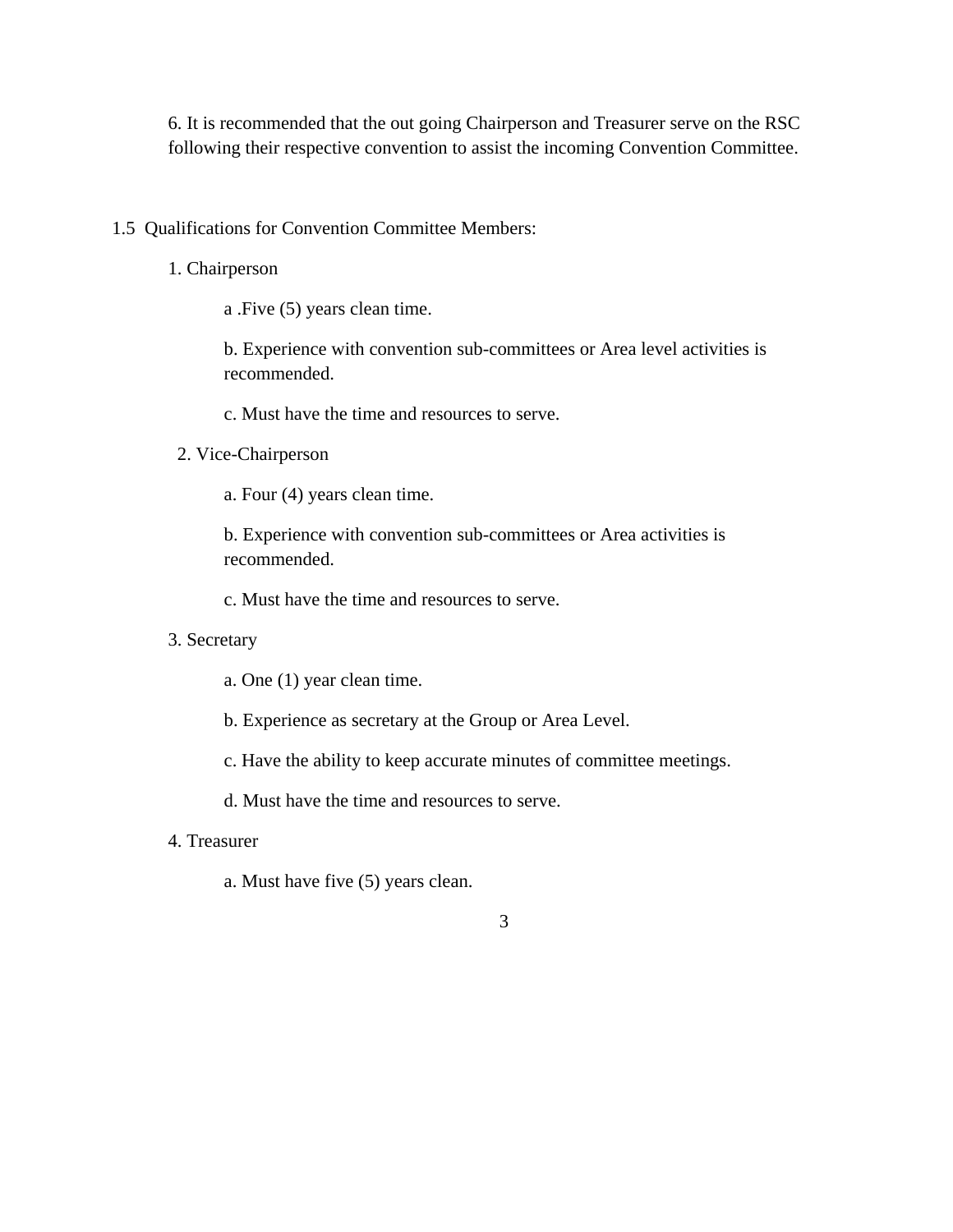6. It is recommended that the out going Chairperson and Treasurer serve on the RSC following their respective convention to assist the incoming Convention Committee.

1.5 Qualifications for Convention Committee Members:

1. Chairperson

   a .Five (5) years clean time.

   b. Experience with convention sub-committees or Area level activities is recommended.

   c. Must have the time and resources to serve.

2. Vice-Chairperson

   a. Four (4) years clean time.

   b. Experience with convention sub-committees or Area activities is recommended.

   c. Must have the time and resources to serve.

3. Secretary

   a. One (1) year clean time.

   b. Experience as secretary at the Group or Area Level.

   c. Have the ability to keep accurate minutes of committee meetings.

   d. Must have the time and resources to serve.

4. Treasurer

   a. Must have five (5) years clean.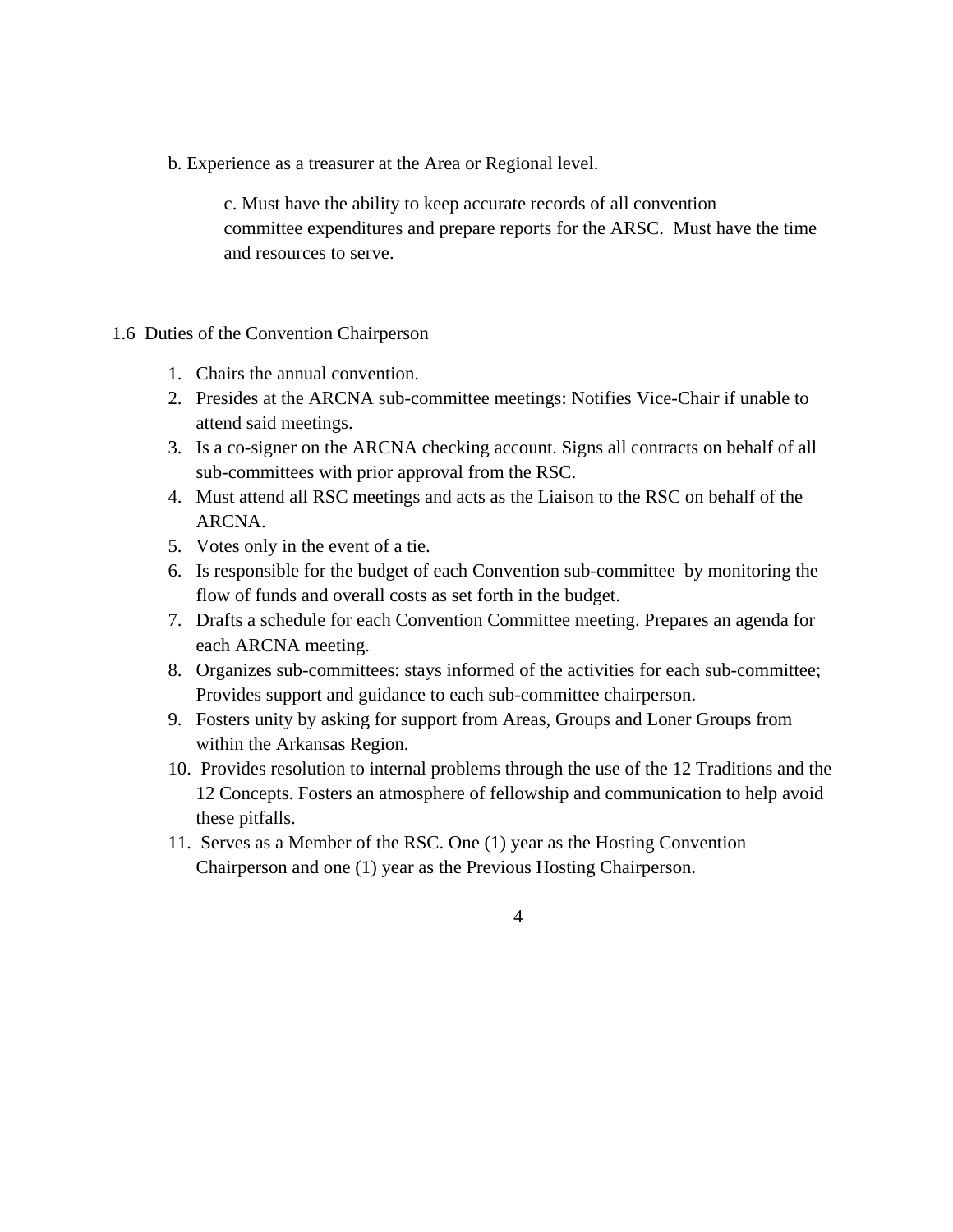b. Experience as a treasurer at the Area or Regional level.

c. Must have the ability to keep accurate records of all convention committee expenditures and prepare reports for the ARSC. Must have the time and resources to serve.

1.6 Duties of the Convention Chairperson

1. Chairs the annual convention.
2. Presides at the ARCNA sub-committee meetings: Notifies Vice-Chair if unable to attend said meetings.
3. Is a co-signer on the ARCNA checking account. Signs all contracts on behalf of all sub-committees with prior approval from the RSC.
4. Must attend all RSC meetings and acts as the Liaison to the RSC on behalf of the ARCNA.
5. Votes only in the event of a tie.
6. Is responsible for the budget of each Convention sub-committee by monitoring the flow of funds and overall costs as set forth in the budget.
7. Drafts a schedule for each Convention Committee meeting. Prepares an agenda for each ARCNA meeting.
8. Organizes sub-committees: stays informed of the activities for each sub-committee; Provides support and guidance to each sub-committee chairperson.
9. Fosters unity by asking for support from Areas, Groups and Loner Groups from within the Arkansas Region.
10. Provides resolution to internal problems through the use of the 12 Traditions and the 12 Concepts. Fosters an atmosphere of fellowship and communication to help avoid these pitfalls.
11. Serves as a Member of the RSC. One (1) year as the Hosting Convention Chairperson and one (1) year as the Previous Hosting Chairperson.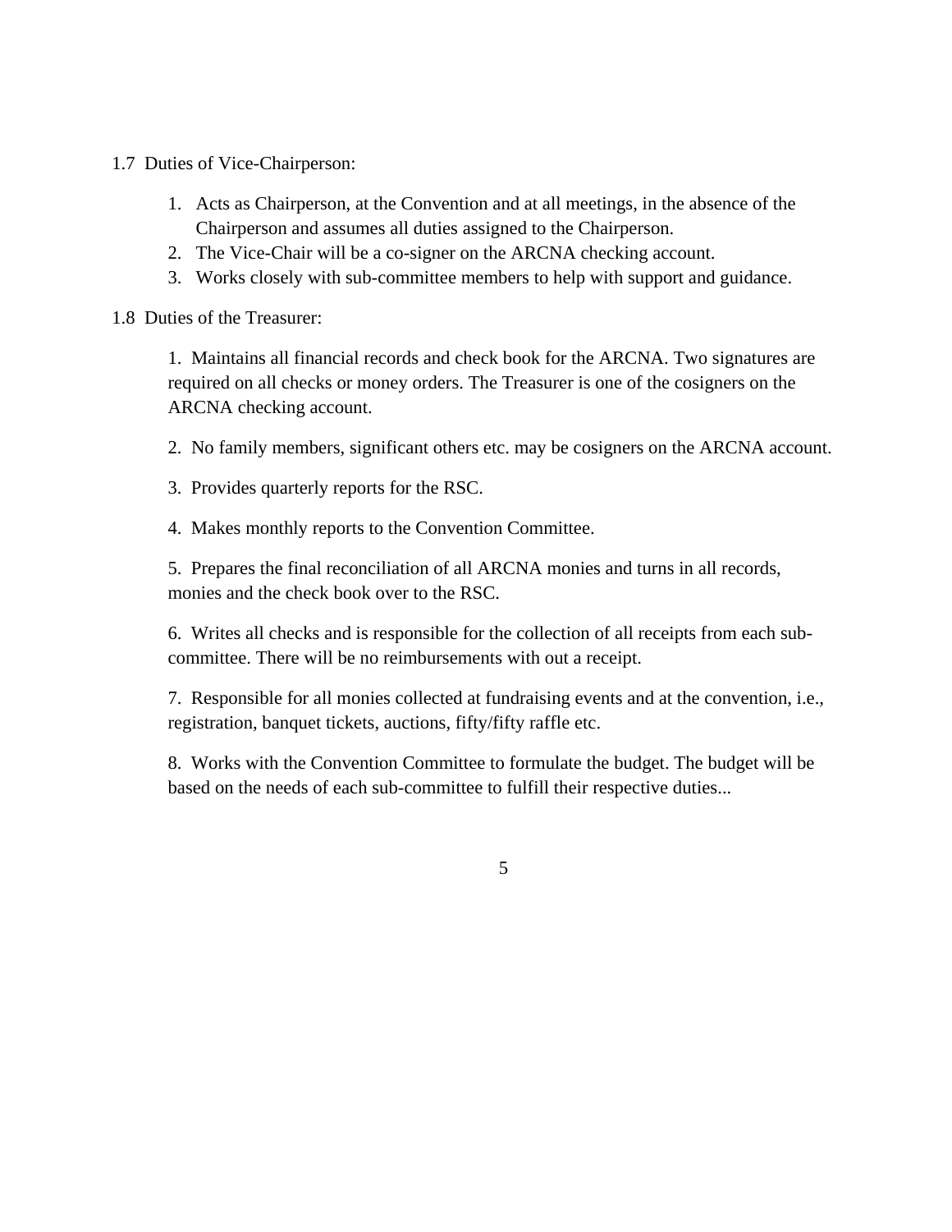1.7 Duties of Vice-Chairperson:

1. Acts as Chairperson, at the Convention and at all meetings, in the absence of the Chairperson and assumes all duties assigned to the Chairperson.
2. The Vice-Chair will be a co-signer on the ARCNA checking account.
3. Works closely with sub-committee members to help with support and guidance.

1.8 Duties of the Treasurer:

1. Maintains all financial records and check book for the ARCNA. Two signatures are required on all checks or money orders. The Treasurer is one of the cosigners on the ARCNA checking account.

2. No family members, significant others etc. may be cosigners on the ARCNA account.

3. Provides quarterly reports for the RSC.

4. Makes monthly reports to the Convention Committee.

5. Prepares the final reconciliation of all ARCNA monies and turns in all records, monies and the check book over to the RSC.

6. Writes all checks and is responsible for the collection of all receipts from each sub-committee. There will be no reimbursements with out a receipt.

7. Responsible for all monies collected at fundraising events and at the convention, i.e., registration, banquet tickets, auctions, fifty/fifty raffle etc.

8. Works with the Convention Committee to formulate the budget. The budget will be based on the needs of each sub-committee to fulfill their respective duties...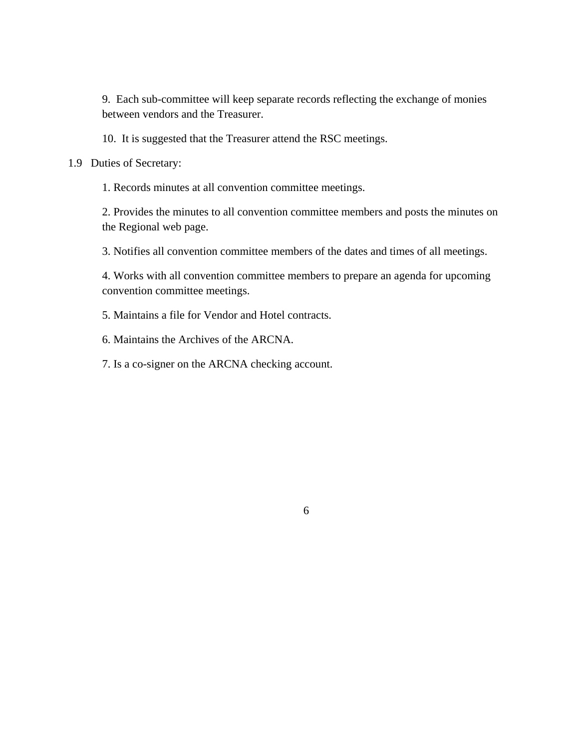9. Each sub-committee will keep separate records reflecting the exchange of monies between vendors and the Treasurer.

10. It is suggested that the Treasurer attend the RSC meetings.

1.9 Duties of Secretary:

1. Records minutes at all convention committee meetings.

2. Provides the minutes to all convention committee members and posts the minutes on the Regional web page.

3. Notifies all convention committee members of the dates and times of all meetings.

4. Works with all convention committee members to prepare an agenda for upcoming convention committee meetings.

5. Maintains a file for Vendor and Hotel contracts.

6. Maintains the Archives of the ARCNA.

7. Is a co-signer on the ARCNA checking account.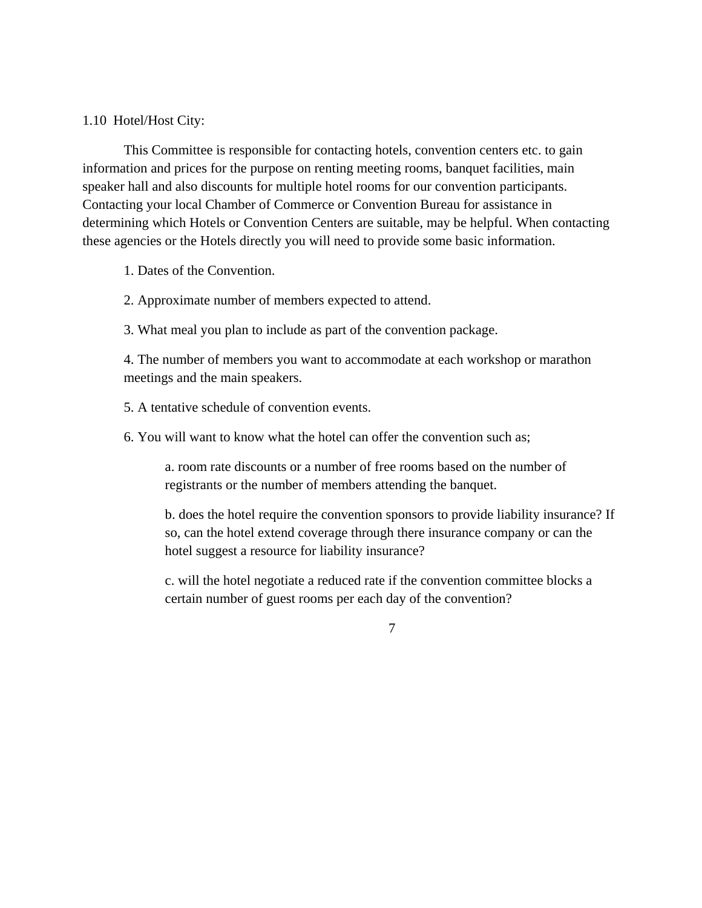1.10 Hotel/Host City:

This Committee is responsible for contacting hotels, convention centers etc. to gain information and prices for the purpose on renting meeting rooms, banquet facilities, main speaker hall and also discounts for multiple hotel rooms for our convention participants. Contacting your local Chamber of Commerce or Convention Bureau for assistance in determining which Hotels or Convention Centers are suitable, may be helpful. When contacting these agencies or the Hotels directly you will need to provide some basic information.

1. Dates of the Convention.

2. Approximate number of members expected to attend.

3. What meal you plan to include as part of the convention package.

4. The number of members you want to accommodate at each workshop or marathon meetings and the main speakers.

5. A tentative schedule of convention events.

6. You will want to know what the hotel can offer the convention such as;

   a. room rate discounts or a number of free rooms based on the number of registrants or the number of members attending the banquet.

   b. does the hotel require the convention sponsors to provide liability insurance? If so, can the hotel extend coverage through there insurance company or can the hotel suggest a resource for liability insurance?

   c. will the hotel negotiate a reduced rate if the convention committee blocks a certain number of guest rooms per each day of the convention?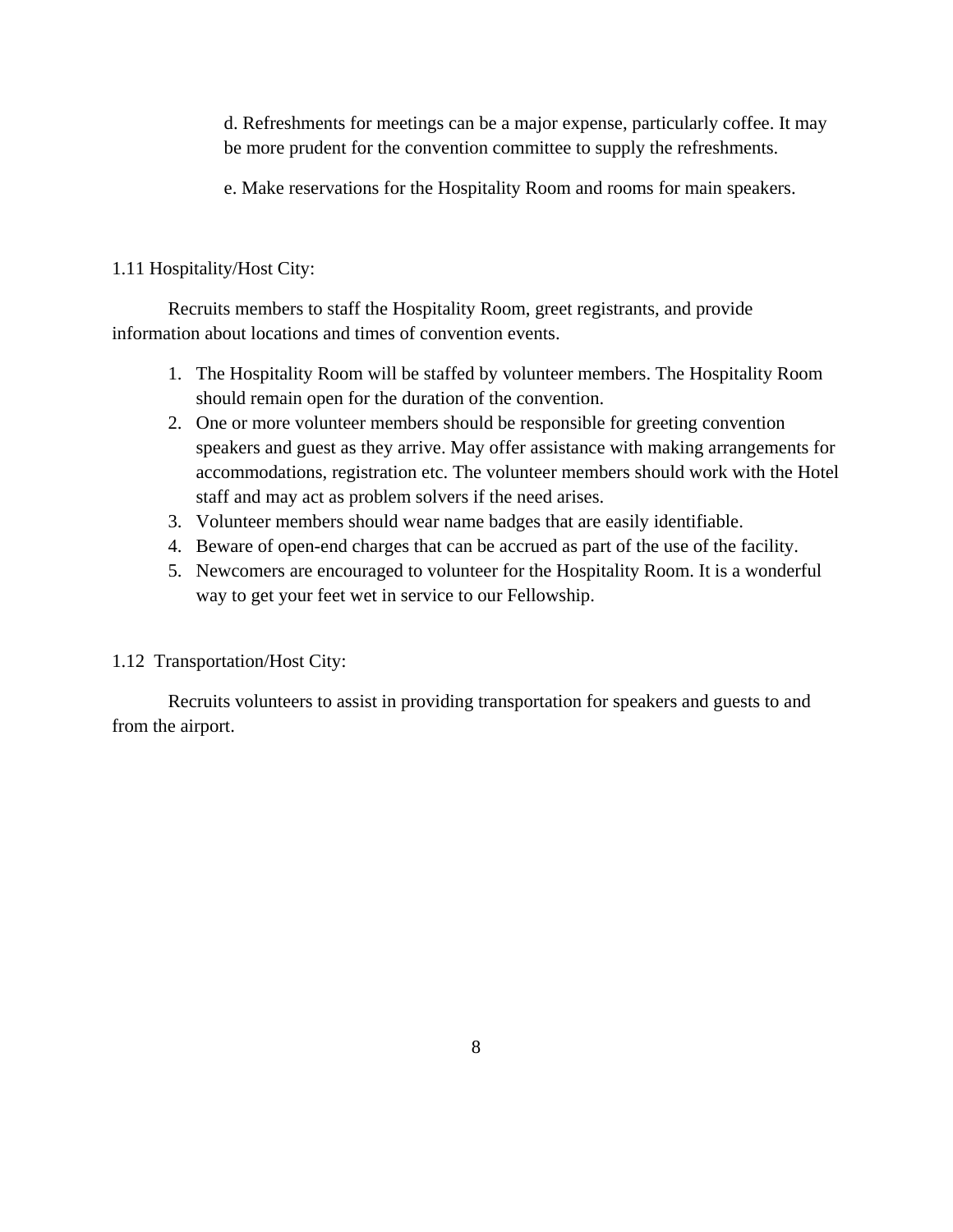d. Refreshments for meetings can be a major expense, particularly coffee. It may be more prudent for the convention committee to supply the refreshments.

e. Make reservations for the Hospitality Room and rooms for main speakers.

1.11 Hospitality/Host City:

Recruits members to staff the Hospitality Room, greet registrants, and provide information about locations and times of convention events.

1. The Hospitality Room will be staffed by volunteer members. The Hospitality Room should remain open for the duration of the convention.
2. One or more volunteer members should be responsible for greeting convention speakers and guest as they arrive. May offer assistance with making arrangements for accommodations, registration etc. The volunteer members should work with the Hotel staff and may act as problem solvers if the need arises.
3. Volunteer members should wear name badges that are easily identifiable.
4. Beware of open-end charges that can be accrued as part of the use of the facility.
5. Newcomers are encouraged to volunteer for the Hospitality Room. It is a wonderful way to get your feet wet in service to our Fellowship.

1.12 Transportation/Host City:

Recruits volunteers to assist in providing transportation for speakers and guests to and from the airport.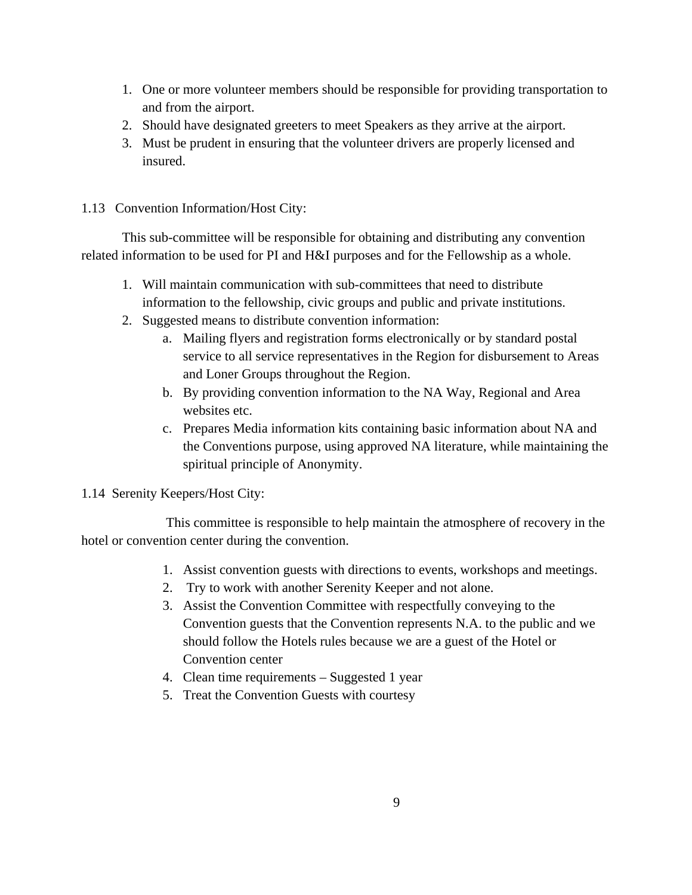1. One or more volunteer members should be responsible for providing transportation to and from the airport.
2. Should have designated greeters to meet Speakers as they arrive at the airport.
3. Must be prudent in ensuring that the volunteer drivers are properly licensed and insured.

1.13 Convention Information/Host City:

This sub-committee will be responsible for obtaining and distributing any convention related information to be used for PI and H&I purposes and for the Fellowship as a whole.

1. Will maintain communication with sub-committees that need to distribute information to the fellowship, civic groups and public and private institutions.
2. Suggested means to distribute convention information:
   a. Mailing flyers and registration forms electronically or by standard postal service to all service representatives in the Region for disbursement to Areas and Loner Groups throughout the Region.
   b. By providing convention information to the NA Way, Regional and Area websites etc.
   c. Prepares Media information kits containing basic information about NA and the Conventions purpose, using approved NA literature, while maintaining the spiritual principle of Anonymity.

1.14 Serenity Keepers/Host City:

This committee is responsible to help maintain the atmosphere of recovery in the hotel or convention center during the convention.

1. Assist convention guests with directions to events, workshops and meetings.
2. Try to work with another Serenity Keeper and not alone.
3. Assist the Convention Committee with respectfully conveying to the Convention guests that the Convention represents N.A. to the public and we should follow the Hotels rules because we are a guest of the Hotel or Convention center
4. Clean time requirements – Suggested 1 year
5. Treat the Convention Guests with courtesy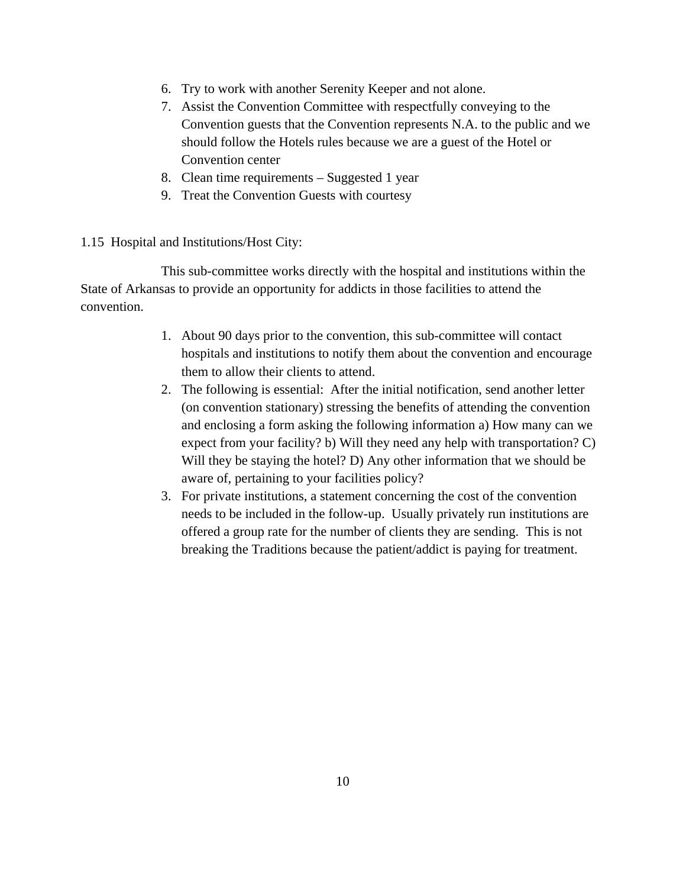6. Try to work with another Serenity Keeper and not alone.
7. Assist the Convention Committee with respectfully conveying to the Convention guests that the Convention represents N.A. to the public and we should follow the Hotels rules because we are a guest of the Hotel or Convention center
8. Clean time requirements – Suggested 1 year
9. Treat the Convention Guests with courtesy

1.15 Hospital and Institutions/Host City:

This sub-committee works directly with the hospital and institutions within the State of Arkansas to provide an opportunity for addicts in those facilities to attend the convention.

1. About 90 days prior to the convention, this sub-committee will contact hospitals and institutions to notify them about the convention and encourage them to allow their clients to attend.
2. The following is essential: After the initial notification, send another letter (on convention stationary) stressing the benefits of attending the convention and enclosing a form asking the following information a) How many can we expect from your facility? b) Will they need any help with transportation? C) Will they be staying the hotel? D) Any other information that we should be aware of, pertaining to your facilities policy?
3. For private institutions, a statement concerning the cost of the convention needs to be included in the follow-up. Usually privately run institutions are offered a group rate for the number of clients they are sending. This is not breaking the Traditions because the patient/addict is paying for treatment.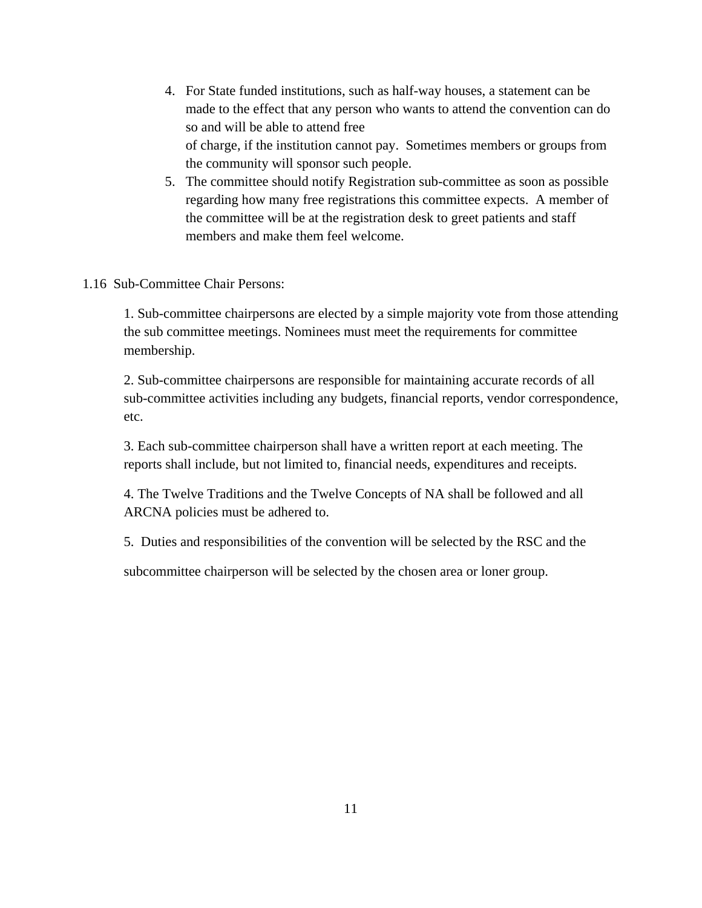4. For State funded institutions, such as half-way houses, a statement can be made to the effect that any person who wants to attend the convention can do so and will be able to attend free of charge, if the institution cannot pay. Sometimes members or groups from the community will sponsor such people.
5. The committee should notify Registration sub-committee as soon as possible regarding how many free registrations this committee expects. A member of the committee will be at the registration desk to greet patients and staff members and make them feel welcome.

1.16 Sub-Committee Chair Persons:

1. Sub-committee chairpersons are elected by a simple majority vote from those attending the sub committee meetings. Nominees must meet the requirements for committee membership.

2. Sub-committee chairpersons are responsible for maintaining accurate records of all sub-committee activities including any budgets, financial reports, vendor correspondence, etc.

3. Each sub-committee chairperson shall have a written report at each meeting. The reports shall include, but not limited to, financial needs, expenditures and receipts.

4. The Twelve Traditions and the Twelve Concepts of NA shall be followed and all ARCNA policies must be adhered to.

5. Duties and responsibilities of the convention will be selected by the RSC and the subcommittee chairperson will be selected by the chosen area or loner group.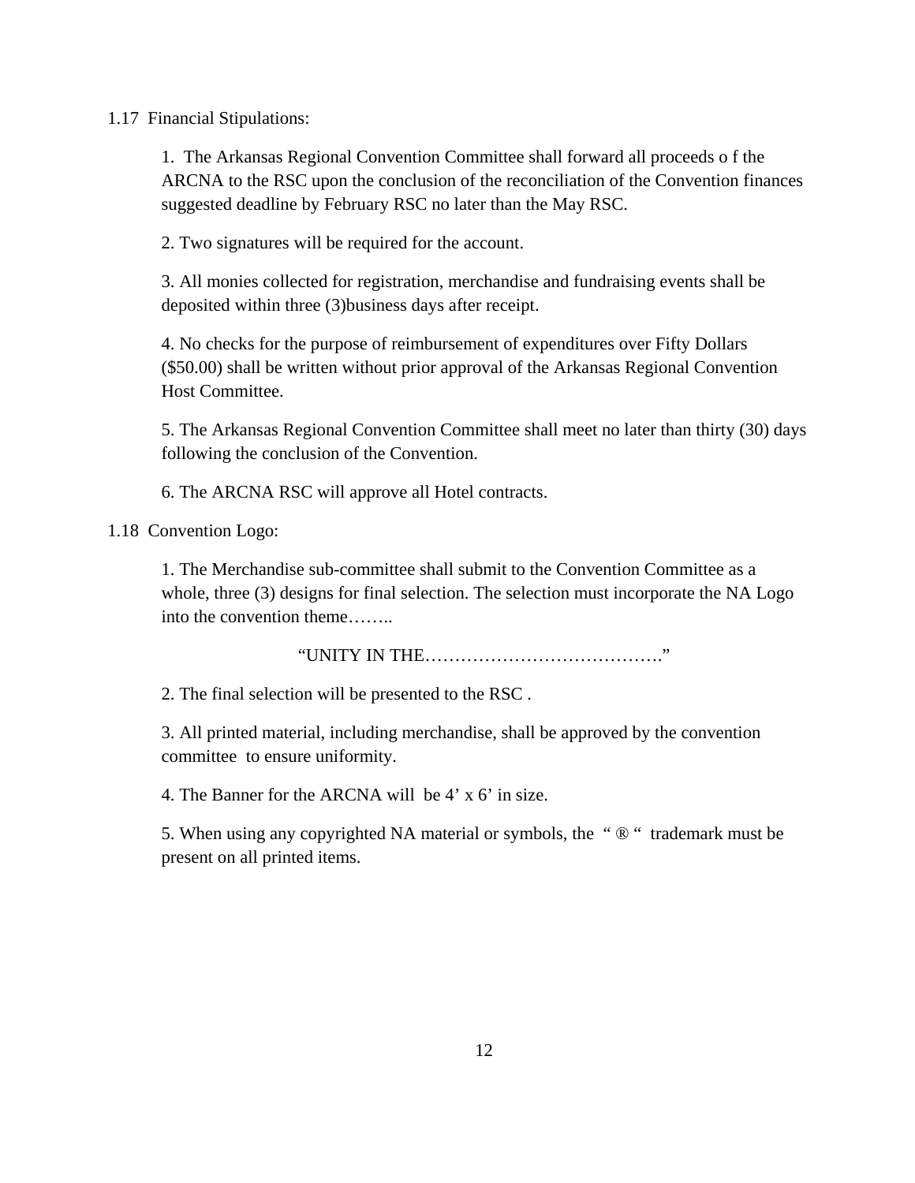1.17 Financial Stipulations:

1. The Arkansas Regional Convention Committee shall forward all proceeds o f the ARCNA to the RSC upon the conclusion of the reconciliation of the Convention finances suggested deadline by February RSC no later than the May RSC.

2. Two signatures will be required for the account.

3. All monies collected for registration, merchandise and fundraising events shall be deposited within three (3)business days after receipt.

4. No checks for the purpose of reimbursement of expenditures over Fifty Dollars ($50.00) shall be written without prior approval of the Arkansas Regional Convention Host Committee.

5. The Arkansas Regional Convention Committee shall meet no later than thirty (30) days following the conclusion of the Convention.

6. The ARCNA RSC will approve all Hotel contracts.

1.18 Convention Logo:

1. The Merchandise sub-committee shall submit to the Convention Committee as a whole, three (3) designs for final selection. The selection must incorporate the NA Logo into the convention theme……..

"UNITY IN THE…………………………………."

2. The final selection will be presented to the RSC .

3. All printed material, including merchandise, shall be approved by the convention committee to ensure uniformity.

4. The Banner for the ARCNA will be 4' x 6' in size.

5. When using any copyrighted NA material or symbols, the " ® " trademark must be present on all printed items.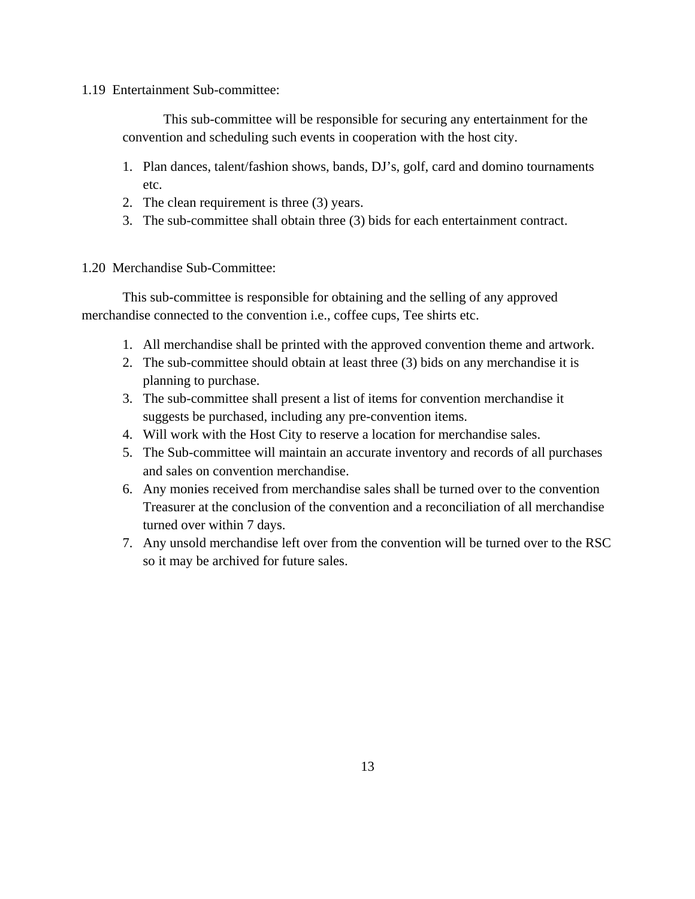1.19 Entertainment Sub-committee:

This sub-committee will be responsible for securing any entertainment for the convention and scheduling such events in cooperation with the host city.

1. Plan dances, talent/fashion shows, bands, DJ's, golf, card and domino tournaments etc.
2. The clean requirement is three (3) years.
3. The sub-committee shall obtain three (3) bids for each entertainment contract.

1.20 Merchandise Sub-Committee:

This sub-committee is responsible for obtaining and the selling of any approved merchandise connected to the convention i.e., coffee cups, Tee shirts etc.

1. All merchandise shall be printed with the approved convention theme and artwork.
2. The sub-committee should obtain at least three (3) bids on any merchandise it is planning to purchase.
3. The sub-committee shall present a list of items for convention merchandise it suggests be purchased, including any pre-convention items.
4. Will work with the Host City to reserve a location for merchandise sales.
5. The Sub-committee will maintain an accurate inventory and records of all purchases and sales on convention merchandise.
6. Any monies received from merchandise sales shall be turned over to the convention Treasurer at the conclusion of the convention and a reconciliation of all merchandise turned over within 7 days.
7. Any unsold merchandise left over from the convention will be turned over to the RSC so it may be archived for future sales.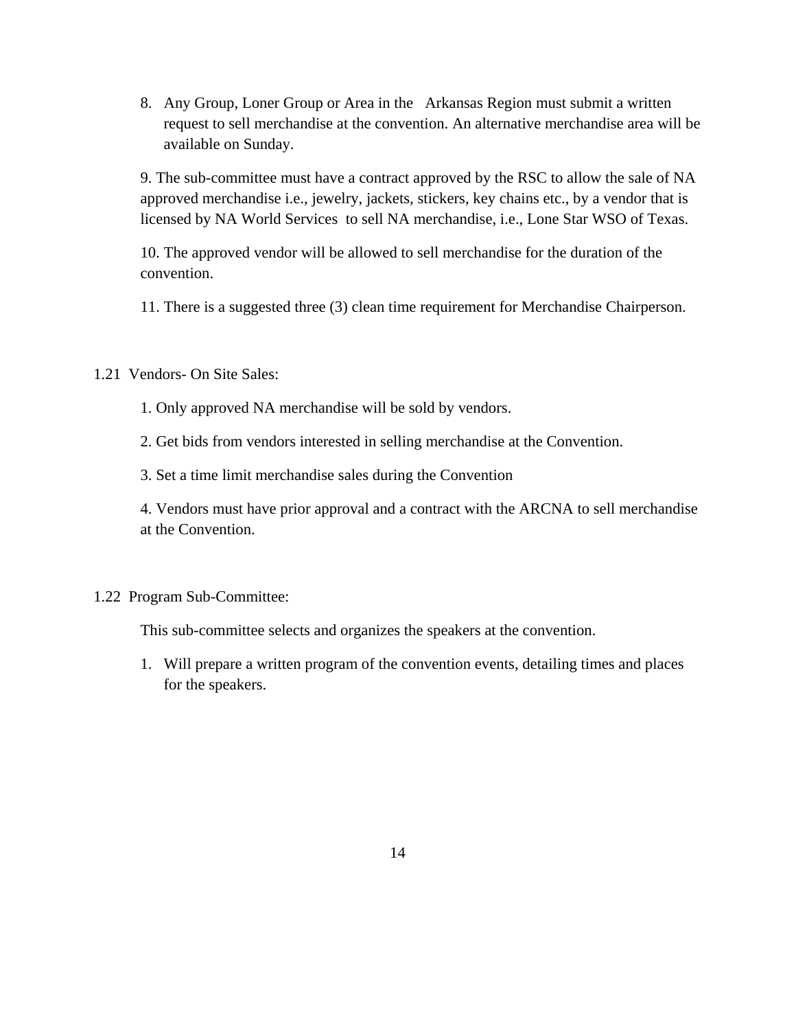8. Any Group, Loner Group or Area in the Arkansas Region must submit a written request to sell merchandise at the convention. An alternative merchandise area will be available on Sunday.

9. The sub-committee must have a contract approved by the RSC to allow the sale of NA approved merchandise i.e., jewelry, jackets, stickers, key chains etc., by a vendor that is licensed by NA World Services to sell NA merchandise, i.e., Lone Star WSO of Texas.

10. The approved vendor will be allowed to sell merchandise for the duration of the convention.

11. There is a suggested three (3) clean time requirement for Merchandise Chairperson.

1.21 Vendors- On Site Sales:

1. Only approved NA merchandise will be sold by vendors.

2. Get bids from vendors interested in selling merchandise at the Convention.

3. Set a time limit merchandise sales during the Convention

4. Vendors must have prior approval and a contract with the ARCNA to sell merchandise at the Convention.

1.22 Program Sub-Committee:

This sub-committee selects and organizes the speakers at the convention.

1. Will prepare a written program of the convention events, detailing times and places for the speakers.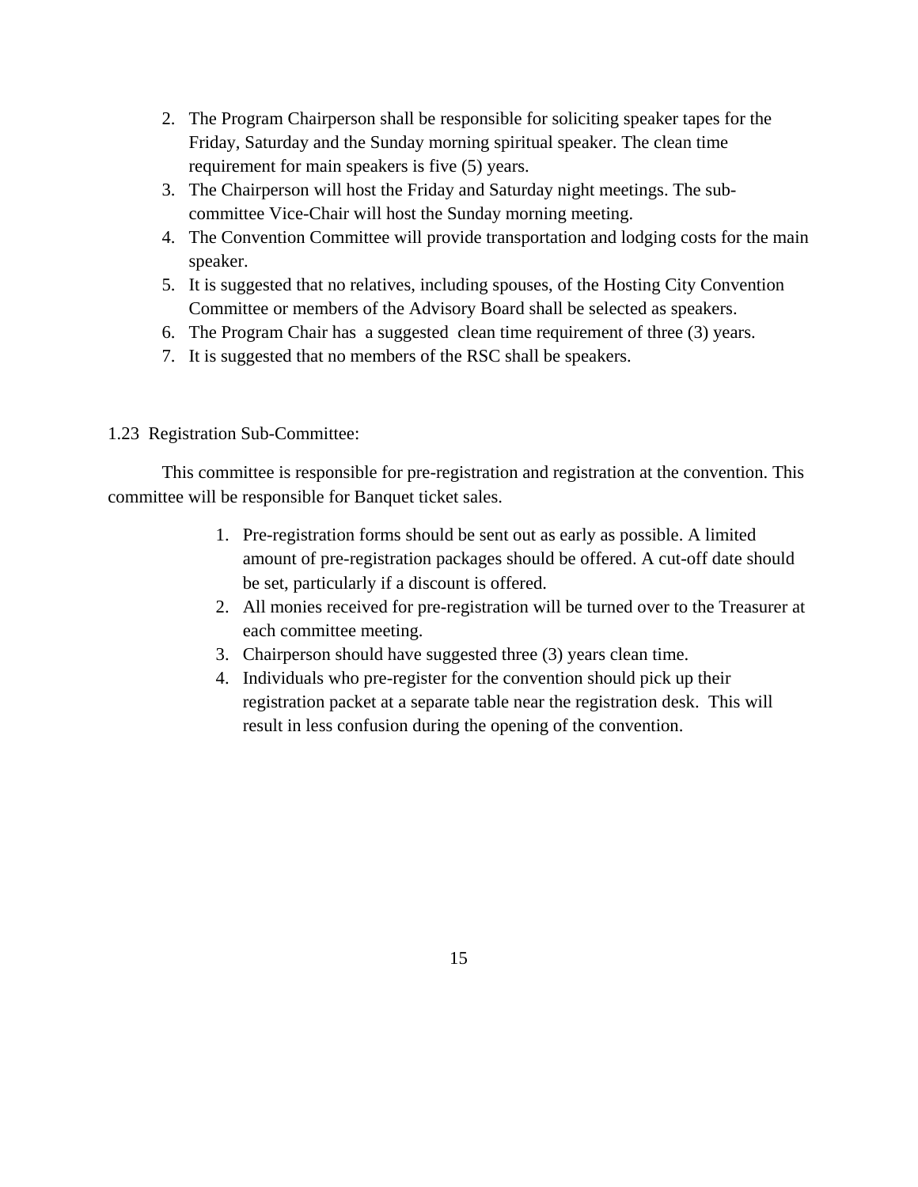2. The Program Chairperson shall be responsible for soliciting speaker tapes for the Friday, Saturday and the Sunday morning spiritual speaker. The clean time requirement for main speakers is five (5) years.
3. The Chairperson will host the Friday and Saturday night meetings. The sub-committee Vice-Chair will host the Sunday morning meeting.
4. The Convention Committee will provide transportation and lodging costs for the main speaker.
5. It is suggested that no relatives, including spouses, of the Hosting City Convention Committee or members of the Advisory Board shall be selected as speakers.
6. The Program Chair has a suggested clean time requirement of three (3) years.
7. It is suggested that no members of the RSC shall be speakers.

1.23 Registration Sub-Committee:

This committee is responsible for pre-registration and registration at the convention. This committee will be responsible for Banquet ticket sales.

1. Pre-registration forms should be sent out as early as possible. A limited amount of pre-registration packages should be offered. A cut-off date should be set, particularly if a discount is offered.
2. All monies received for pre-registration will be turned over to the Treasurer at each committee meeting.
3. Chairperson should have suggested three (3) years clean time.
4. Individuals who pre-register for the convention should pick up their registration packet at a separate table near the registration desk. This will result in less confusion during the opening of the convention.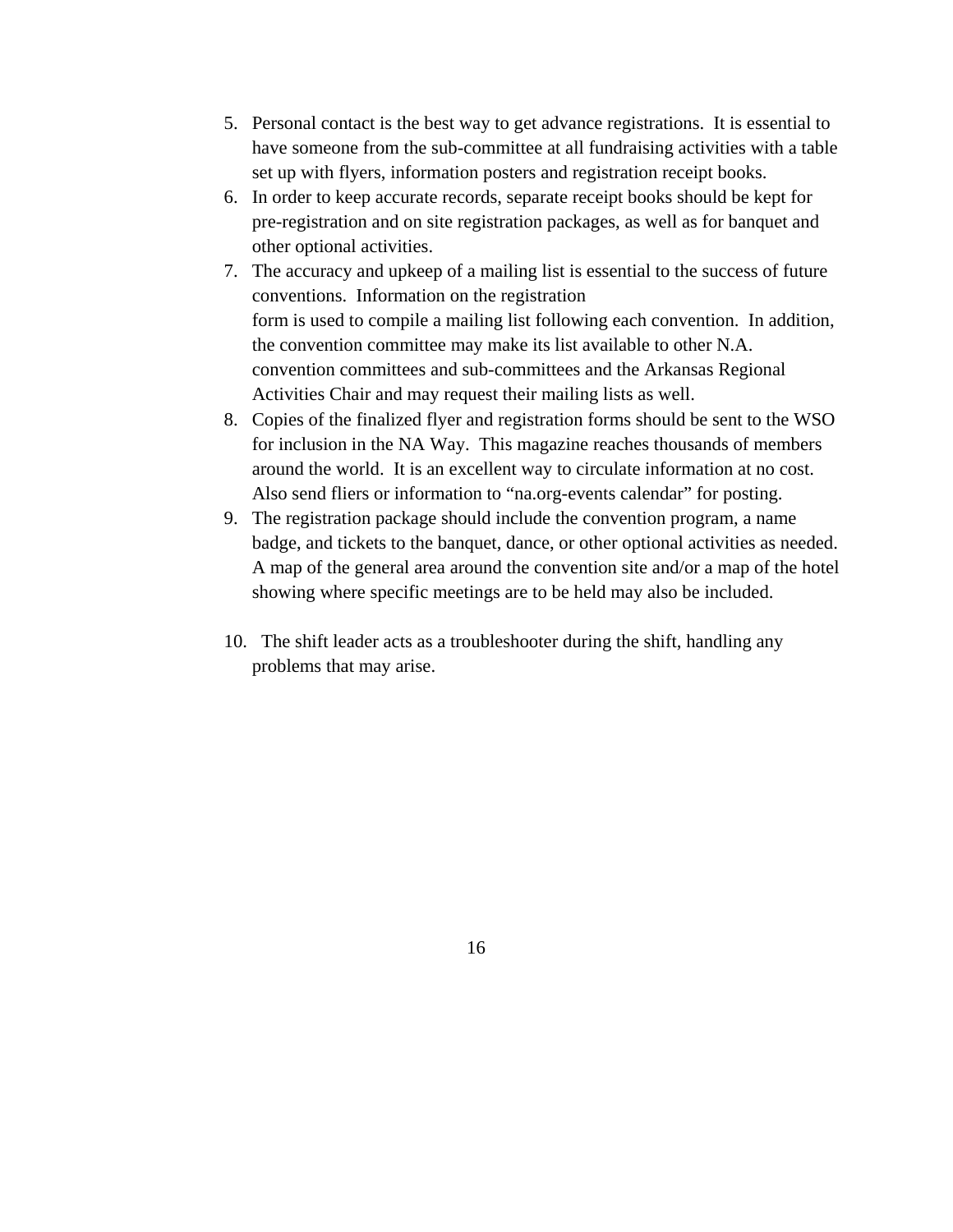5. Personal contact is the best way to get advance registrations. It is essential to have someone from the sub-committee at all fundraising activities with a table set up with flyers, information posters and registration receipt books.
6. In order to keep accurate records, separate receipt books should be kept for pre-registration and on site registration packages, as well as for banquet and other optional activities.
7. The accuracy and upkeep of a mailing list is essential to the success of future conventions. Information on the registration form is used to compile a mailing list following each convention. In addition, the convention committee may make its list available to other N.A. convention committees and sub-committees and the Arkansas Regional Activities Chair and may request their mailing lists as well.
8. Copies of the finalized flyer and registration forms should be sent to the WSO for inclusion in the NA Way. This magazine reaches thousands of members around the world. It is an excellent way to circulate information at no cost. Also send fliers or information to "na.org-events calendar" for posting.
9. The registration package should include the convention program, a name badge, and tickets to the banquet, dance, or other optional activities as needed. A map of the general area around the convention site and/or a map of the hotel showing where specific meetings are to be held may also be included.
10. The shift leader acts as a troubleshooter during the shift, handling any problems that may arise.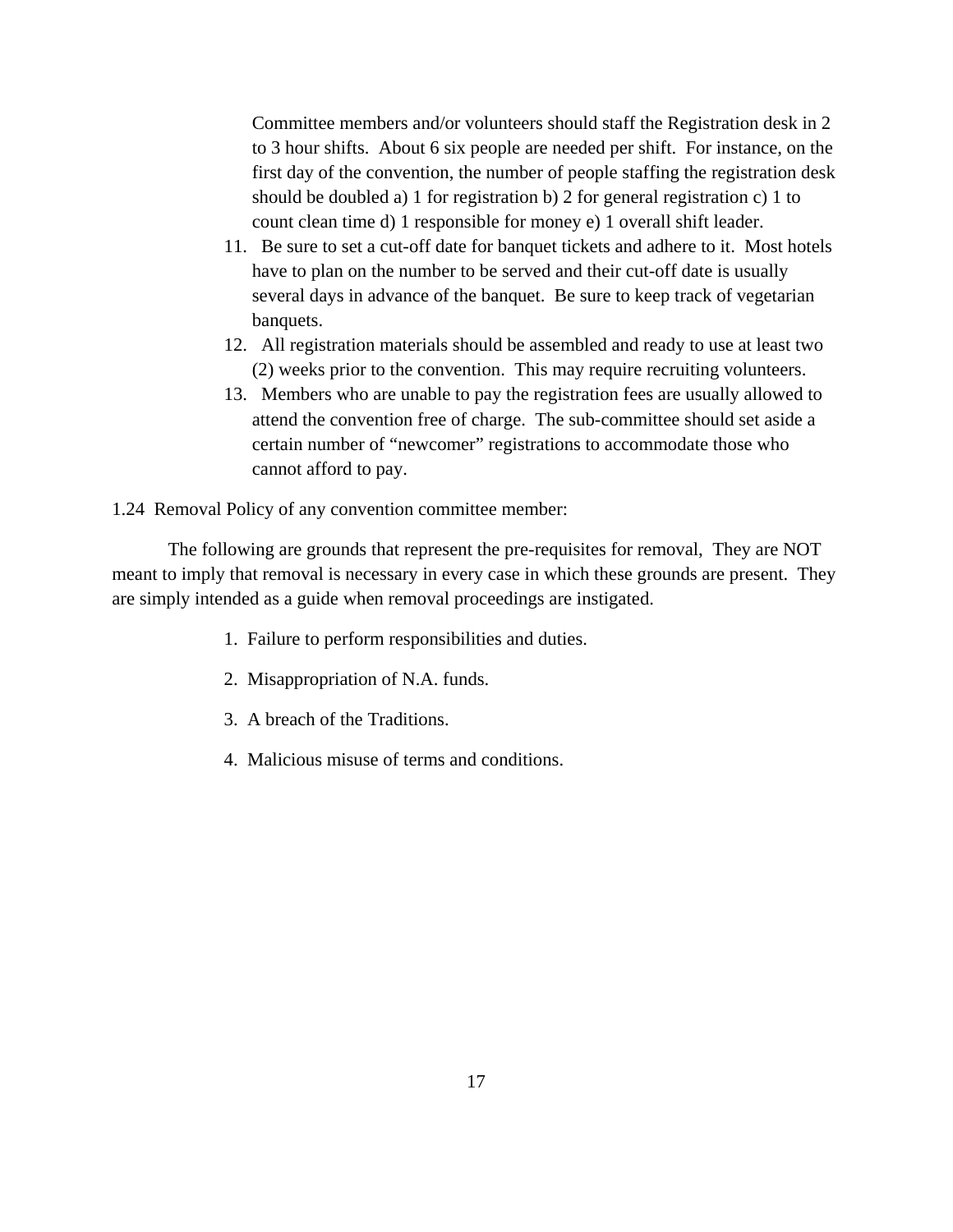Committee members and/or volunteers should staff the Registration desk in 2 to 3 hour shifts. About 6 six people are needed per shift. For instance, on the first day of the convention, the number of people staffing the registration desk should be doubled a) 1 for registration b) 2 for general registration c) 1 to count clean time d) 1 responsible for money e) 1 overall shift leader.

11. Be sure to set a cut-off date for banquet tickets and adhere to it. Most hotels have to plan on the number to be served and their cut-off date is usually several days in advance of the banquet. Be sure to keep track of vegetarian banquets.
12. All registration materials should be assembled and ready to use at least two (2) weeks prior to the convention. This may require recruiting volunteers.
13. Members who are unable to pay the registration fees are usually allowed to attend the convention free of charge. The sub-committee should set aside a certain number of "newcomer" registrations to accommodate those who cannot afford to pay.

1.24 Removal Policy of any convention committee member:

The following are grounds that represent the pre-requisites for removal, They are NOT meant to imply that removal is necessary in every case in which these grounds are present. They are simply intended as a guide when removal proceedings are instigated.

1. Failure to perform responsibilities and duties.
2. Misappropriation of N.A. funds.
3. A breach of the Traditions.
4. Malicious misuse of terms and conditions.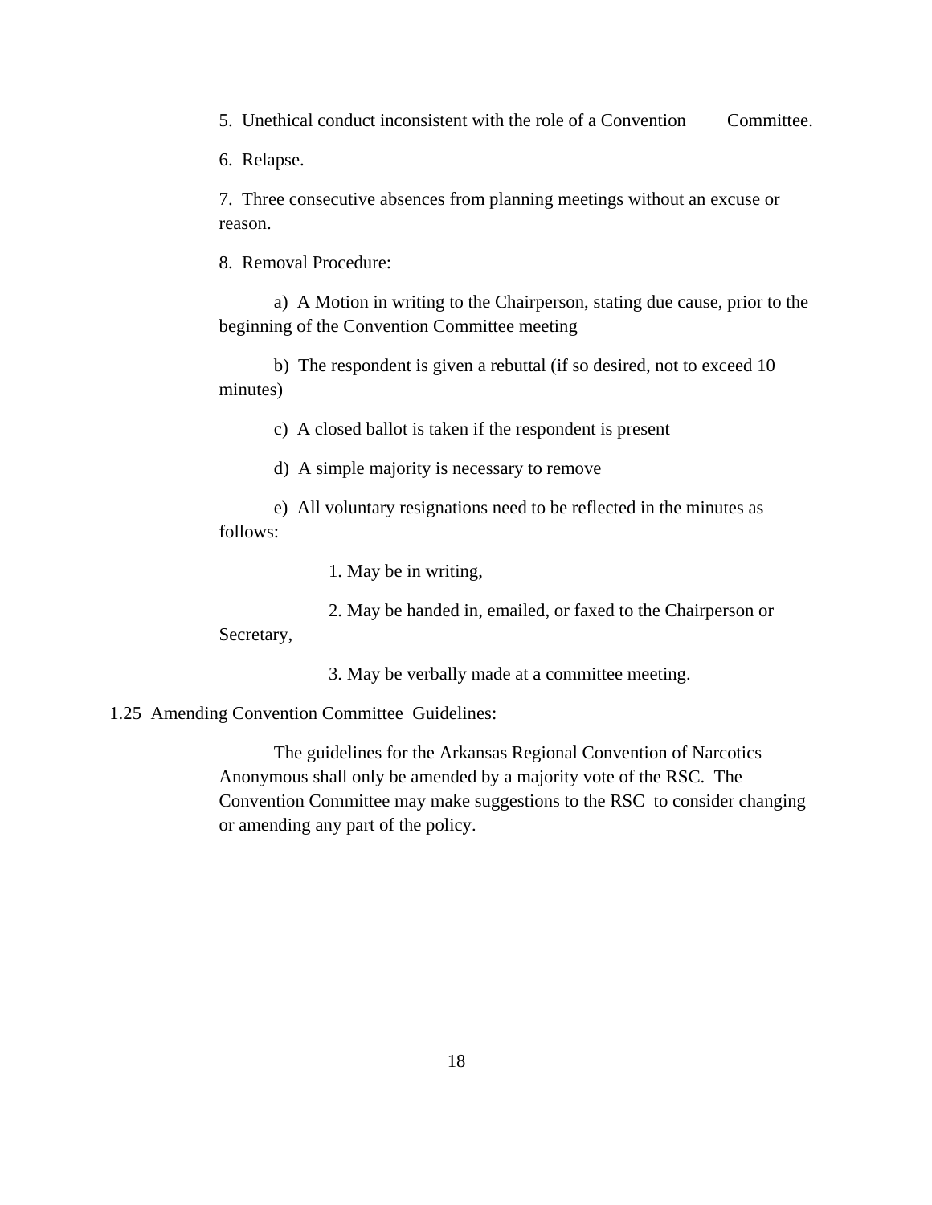5. Unethical conduct inconsistent with the role of a Convention Committee.

6. Relapse.

7. Three consecutive absences from planning meetings without an excuse or reason.

8. Removal Procedure:

a) A Motion in writing to the Chairperson, stating due cause, prior to the beginning of the Convention Committee meeting

b) The respondent is given a rebuttal (if so desired, not to exceed 10 minutes)

c) A closed ballot is taken if the respondent is present

d) A simple majority is necessary to remove

e) All voluntary resignations need to be reflected in the minutes as follows:

1. May be in writing,

2. May be handed in, emailed, or faxed to the Chairperson or Secretary,

3. May be verbally made at a committee meeting.

1.25 Amending Convention Committee Guidelines:

The guidelines for the Arkansas Regional Convention of Narcotics Anonymous shall only be amended by a majority vote of the RSC. The Convention Committee may make suggestions to the RSC to consider changing or amending any part of the policy.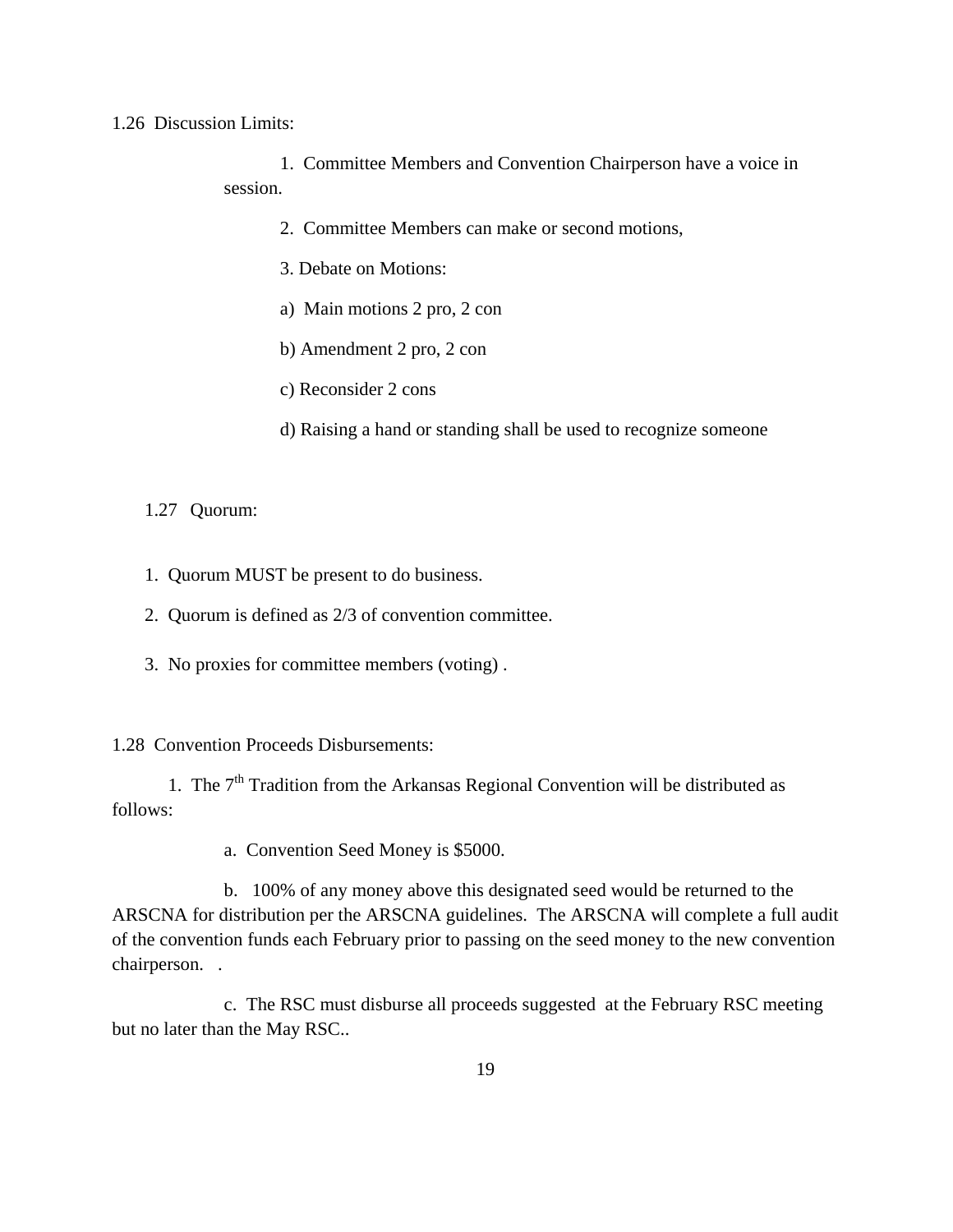1.26 Discussion Limits:

1. Committee Members and Convention Chairperson have a voice in session.

2. Committee Members can make or second motions,

3. Debate on Motions:

a) Main motions 2 pro, 2 con

b) Amendment 2 pro, 2 con

c) Reconsider 2 cons

d) Raising a hand or standing shall be used to recognize someone

1.27 Quorum:

1. Quorum MUST be present to do business.

2. Quorum is defined as 2/3 of convention committee.

3. No proxies for committee members (voting) .

1.28 Convention Proceeds Disbursements:

1. The 7th Tradition from the Arkansas Regional Convention will be distributed as follows:

a. Convention Seed Money is $5000.

b. 100% of any money above this designated seed would be returned to the ARSCNA for distribution per the ARSCNA guidelines. The ARSCNA will complete a full audit of the convention funds each February prior to passing on the seed money to the new convention chairperson. .

c. The RSC must disburse all proceeds suggested at the February RSC meeting but no later than the May RSC..